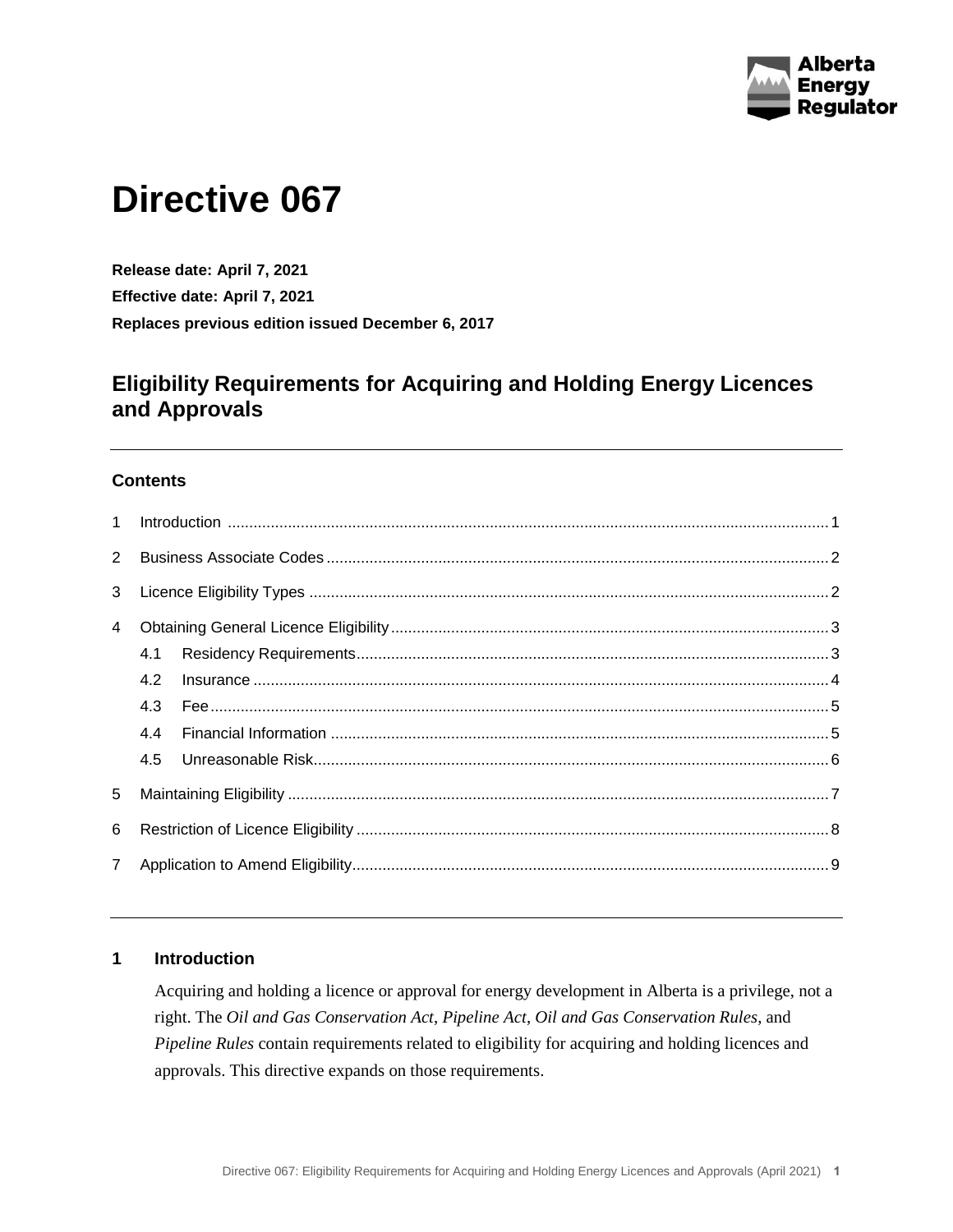# Directive 067

**Release date: April 7, 2021**

**Effective date: April 7, 2021**

**Replaces previous edition issued December 6, 2017**

## Eligibility Requirements for Acquiring and Holding Energy Licences and Approvals

---

### Contents

1 Introduction ........................................................ 1

2 Business Associate Codes ........................................................ 2

3 Licence Eligibility Types ........................................................ 2

4 Obtaining General Licence Eligibility ........................................................ 3

- 4.1 Residency Requirements ........................................................ 3
- 4.2 Insurance ........................................................ 4
- 4.3 Fee ........................................................ 5
- 4.4 Financial Information ........................................................ 5
- 4.5 Unreasonable Risk ........................................................ 6

5 Maintaining Eligibility ........................................................ 7

6 Restriction of Licence Eligibility ........................................................ 8

7 Application to Amend Eligibility ........................................................ 9

---

### 1 Introduction

Acquiring and holding a licence or approval for energy development in Alberta is a privilege, not a right. The *Oil and Gas Conservation Act*, *Pipeline Act*, *Oil and Gas Conservation Rules*, and *Pipeline Rules* contain requirements related to eligibility for acquiring and holding licences and approvals. This directive expands on those requirements.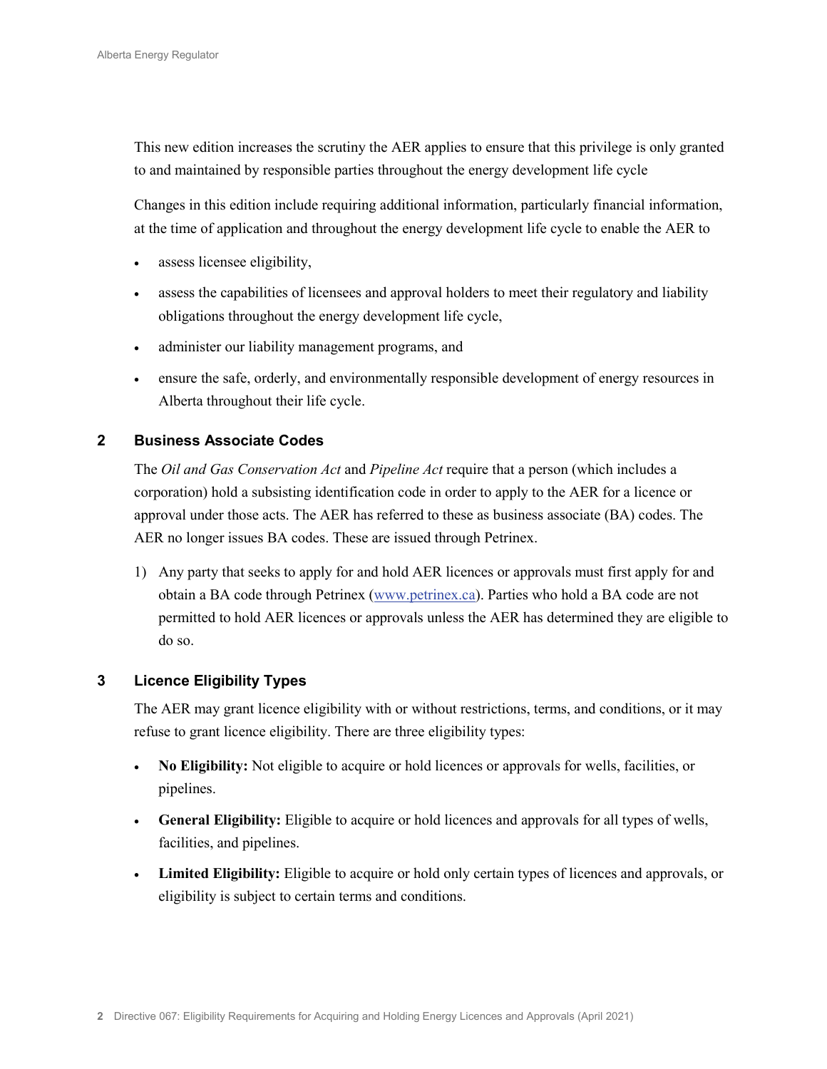This new edition increases the scrutiny the AER applies to ensure that this privilege is only granted to and maintained by responsible parties throughout the energy development life cycle

Changes in this edition include requiring additional information, particularly financial information, at the time of application and throughout the energy development life cycle to enable the AER to

- assess licensee eligibility,
- assess the capabilities of licensees and approval holders to meet their regulatory and liability obligations throughout the energy development life cycle,
- administer our liability management programs, and
- ensure the safe, orderly, and environmentally responsible development of energy resources in Alberta throughout their life cycle.

## 2 Business Associate Codes

The *Oil and Gas Conservation Act* and *Pipeline Act* require that a person (which includes a corporation) hold a subsisting identification code in order to apply to the AER for a licence or approval under those acts. The AER has referred to these as business associate (BA) codes. The AER no longer issues BA codes. These are issued through Petrinex.

1) Any party that seeks to apply for and hold AER licences or approvals must first apply for and obtain a BA code through Petrinex (www.petrinex.ca). Parties who hold a BA code are not permitted to hold AER licences or approvals unless the AER has determined they are eligible to do so.

## 3 Licence Eligibility Types

The AER may grant licence eligibility with or without restrictions, terms, and conditions, or it may refuse to grant licence eligibility. There are three eligibility types:

- **No Eligibility:** Not eligible to acquire or hold licences or approvals for wells, facilities, or pipelines.
- **General Eligibility:** Eligible to acquire or hold licences and approvals for all types of wells, facilities, and pipelines.
- **Limited Eligibility:** Eligible to acquire or hold only certain types of licences and approvals, or eligibility is subject to certain terms and conditions.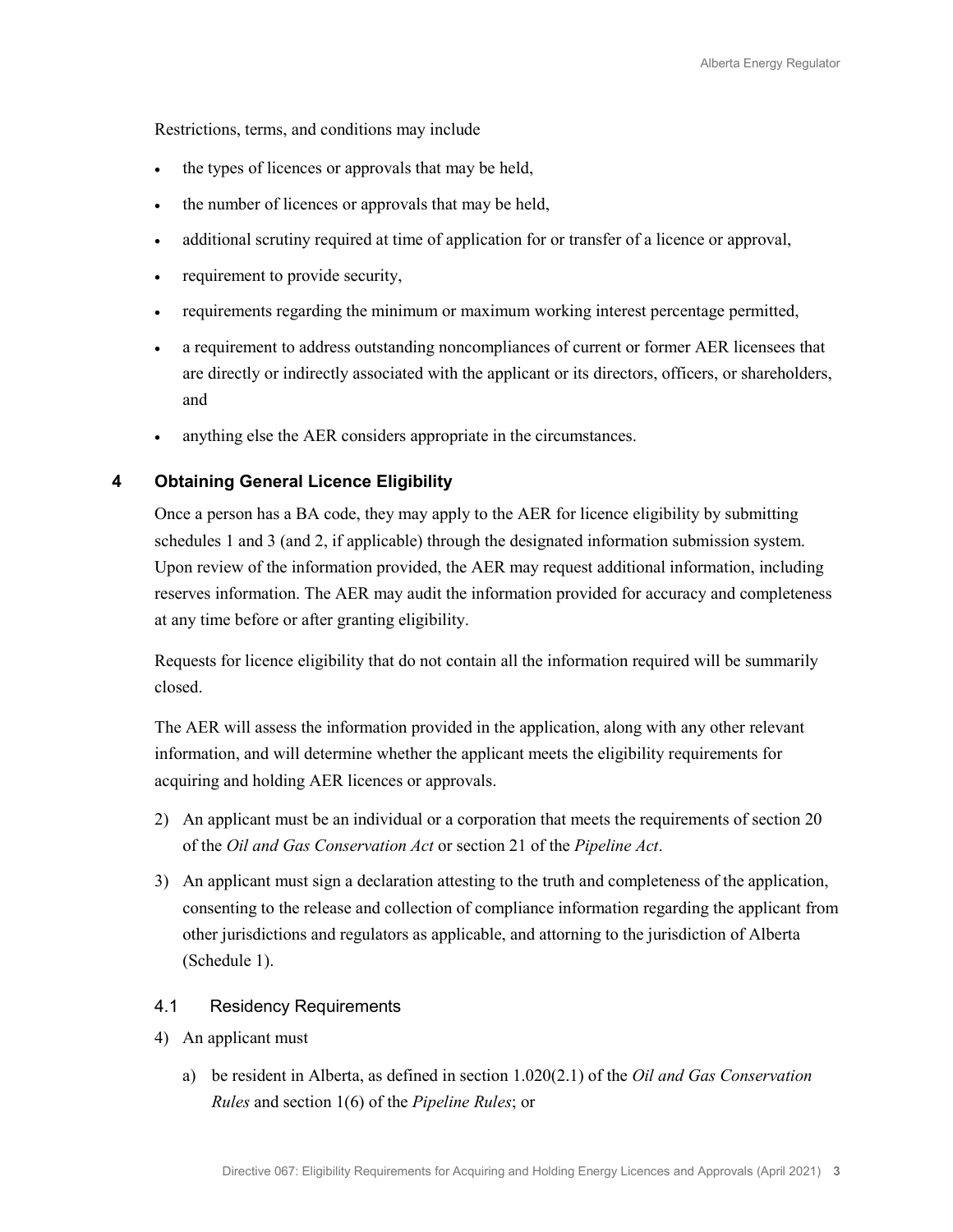Restrictions, terms, and conditions may include

- the types of licences or approvals that may be held,
- the number of licences or approvals that may be held,
- additional scrutiny required at time of application for or transfer of a licence or approval,
- requirement to provide security,
- requirements regarding the minimum or maximum working interest percentage permitted,
- a requirement to address outstanding noncompliances of current or former AER licensees that are directly or indirectly associated with the applicant or its directors, officers, or shareholders, and
- anything else the AER considers appropriate in the circumstances.

## 4 Obtaining General Licence Eligibility

Once a person has a BA code, they may apply to the AER for licence eligibility by submitting schedules 1 and 3 (and 2, if applicable) through the designated information submission system. Upon review of the information provided, the AER may request additional information, including reserves information. The AER may audit the information provided for accuracy and completeness at any time before or after granting eligibility.

Requests for licence eligibility that do not contain all the information required will be summarily closed.

The AER will assess the information provided in the application, along with any other relevant information, and will determine whether the applicant meets the eligibility requirements for acquiring and holding AER licences or approvals.

2) An applicant must be an individual or a corporation that meets the requirements of section 20 of the *Oil and Gas Conservation Act* or section 21 of the *Pipeline Act*.

3) An applicant must sign a declaration attesting to the truth and completeness of the application, consenting to the release and collection of compliance information regarding the applicant from other jurisdictions and regulators as applicable, and attorning to the jurisdiction of Alberta (Schedule 1).

### 4.1 Residency Requirements

4) An applicant must

   a) be resident in Alberta, as defined in section 1.020(2.1) of the *Oil and Gas Conservation Rules* and section 1(6) of the *Pipeline Rules*; or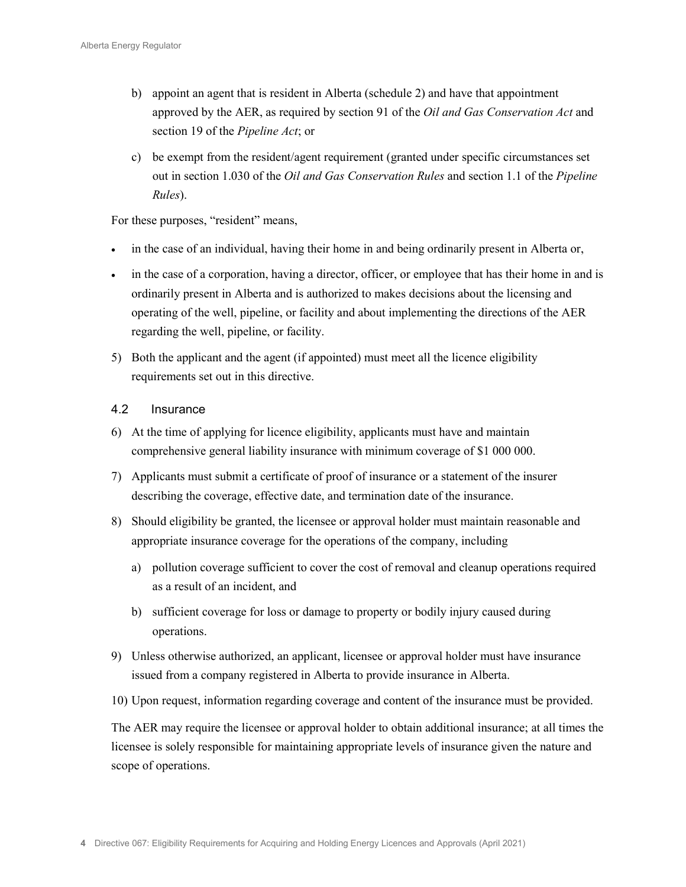b) appoint an agent that is resident in Alberta (schedule 2) and have that appointment approved by the AER, as required by section 91 of the *Oil and Gas Conservation Act* and section 19 of the *Pipeline Act*; or

c) be exempt from the resident/agent requirement (granted under specific circumstances set out in section 1.030 of the *Oil and Gas Conservation Rules* and section 1.1 of the *Pipeline Rules*).

For these purposes, "resident" means,

- in the case of an individual, having their home in and being ordinarily present in Alberta or,
- in the case of a corporation, having a director, officer, or employee that has their home in and is ordinarily present in Alberta and is authorized to makes decisions about the licensing and operating of the well, pipeline, or facility and about implementing the directions of the AER regarding the well, pipeline, or facility.

5) Both the applicant and the agent (if appointed) must meet all the licence eligibility requirements set out in this directive.

### 4.2 Insurance

6) At the time of applying for licence eligibility, applicants must have and maintain comprehensive general liability insurance with minimum coverage of $1 000 000.

7) Applicants must submit a certificate of proof of insurance or a statement of the insurer describing the coverage, effective date, and termination date of the insurance.

8) Should eligibility be granted, the licensee or approval holder must maintain reasonable and appropriate insurance coverage for the operations of the company, including

   a) pollution coverage sufficient to cover the cost of removal and cleanup operations required as a result of an incident, and

   b) sufficient coverage for loss or damage to property or bodily injury caused during operations.

9) Unless otherwise authorized, an applicant, licensee or approval holder must have insurance issued from a company registered in Alberta to provide insurance in Alberta.

10) Upon request, information regarding coverage and content of the insurance must be provided.

The AER may require the licensee or approval holder to obtain additional insurance; at all times the licensee is solely responsible for maintaining appropriate levels of insurance given the nature and scope of operations.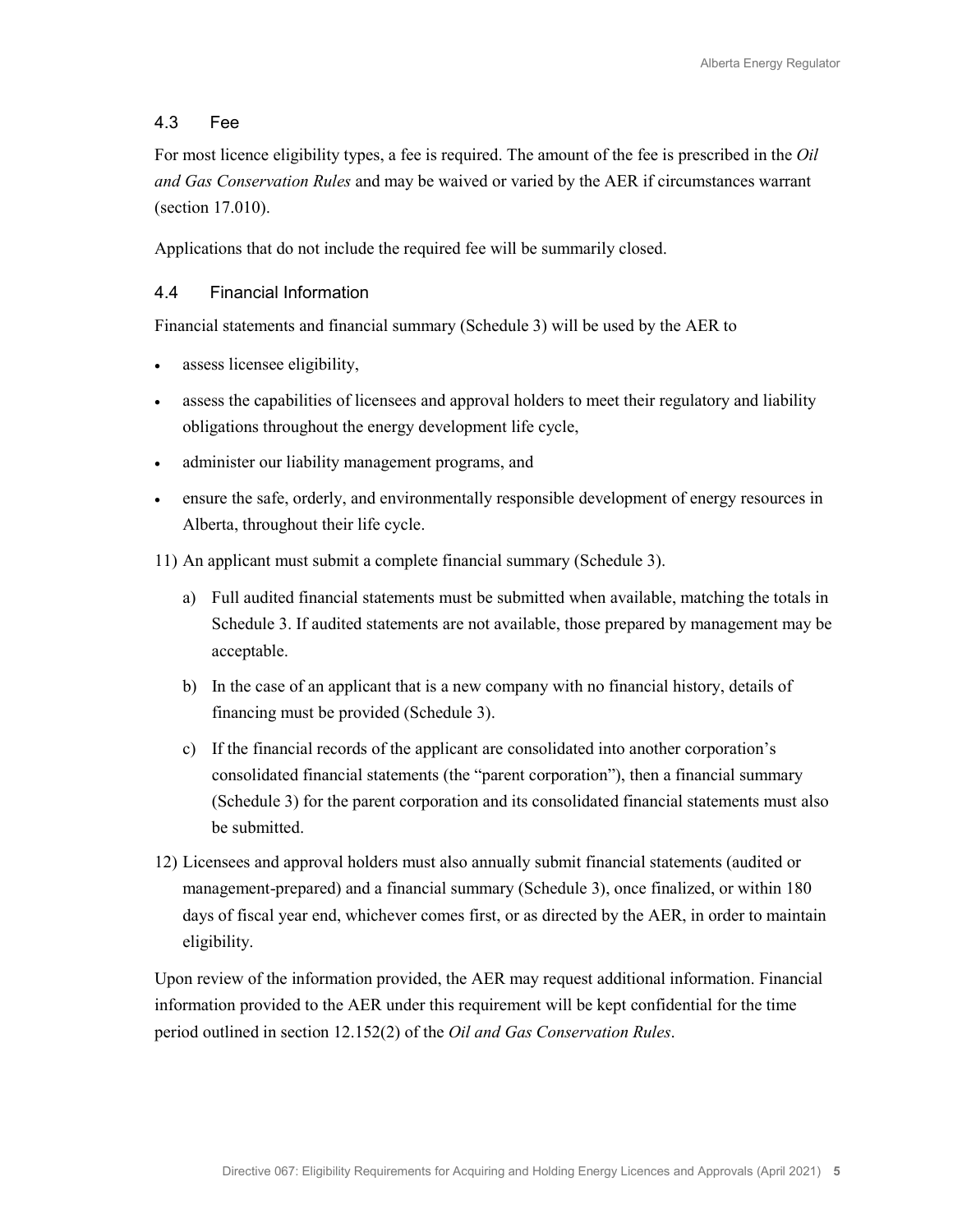### 4.3 Fee

For most licence eligibility types, a fee is required. The amount of the fee is prescribed in the *Oil and Gas Conservation Rules* and may be waived or varied by the AER if circumstances warrant (section 17.010).

Applications that do not include the required fee will be summarily closed.

### 4.4 Financial Information

Financial statements and financial summary (Schedule 3) will be used by the AER to

- assess licensee eligibility,
- assess the capabilities of licensees and approval holders to meet their regulatory and liability obligations throughout the energy development life cycle,
- administer our liability management programs, and
- ensure the safe, orderly, and environmentally responsible development of energy resources in Alberta, throughout their life cycle.

11) An applicant must submit a complete financial summary (Schedule 3).

    a) Full audited financial statements must be submitted when available, matching the totals in Schedule 3. If audited statements are not available, those prepared by management may be acceptable.

    b) In the case of an applicant that is a new company with no financial history, details of financing must be provided (Schedule 3).

    c) If the financial records of the applicant are consolidated into another corporation's consolidated financial statements (the "parent corporation"), then a financial summary (Schedule 3) for the parent corporation and its consolidated financial statements must also be submitted.

12) Licensees and approval holders must also annually submit financial statements (audited or management-prepared) and a financial summary (Schedule 3), once finalized, or within 180 days of fiscal year end, whichever comes first, or as directed by the AER, in order to maintain eligibility.

Upon review of the information provided, the AER may request additional information. Financial information provided to the AER under this requirement will be kept confidential for the time period outlined in section 12.152(2) of the *Oil and Gas Conservation Rules*.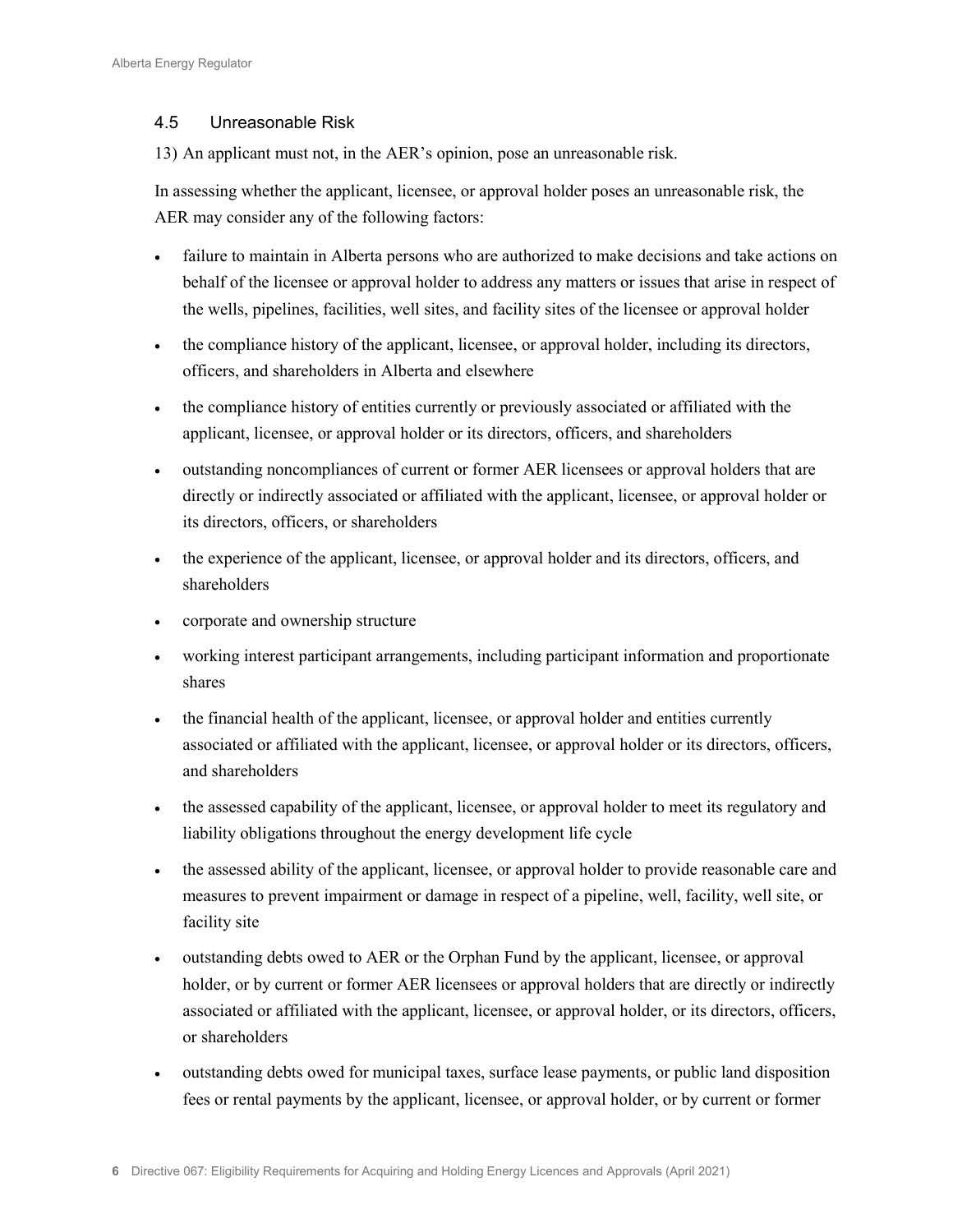## 4.5 Unreasonable Risk

13) An applicant must not, in the AER's opinion, pose an unreasonable risk.

In assessing whether the applicant, licensee, or approval holder poses an unreasonable risk, the AER may consider any of the following factors:

- failure to maintain in Alberta persons who are authorized to make decisions and take actions on behalf of the licensee or approval holder to address any matters or issues that arise in respect of the wells, pipelines, facilities, well sites, and facility sites of the licensee or approval holder
- the compliance history of the applicant, licensee, or approval holder, including its directors, officers, and shareholders in Alberta and elsewhere
- the compliance history of entities currently or previously associated or affiliated with the applicant, licensee, or approval holder or its directors, officers, and shareholders
- outstanding noncompliances of current or former AER licensees or approval holders that are directly or indirectly associated or affiliated with the applicant, licensee, or approval holder or its directors, officers, or shareholders
- the experience of the applicant, licensee, or approval holder and its directors, officers, and shareholders
- corporate and ownership structure
- working interest participant arrangements, including participant information and proportionate shares
- the financial health of the applicant, licensee, or approval holder and entities currently associated or affiliated with the applicant, licensee, or approval holder or its directors, officers, and shareholders
- the assessed capability of the applicant, licensee, or approval holder to meet its regulatory and liability obligations throughout the energy development life cycle
- the assessed ability of the applicant, licensee, or approval holder to provide reasonable care and measures to prevent impairment or damage in respect of a pipeline, well, facility, well site, or facility site
- outstanding debts owed to AER or the Orphan Fund by the applicant, licensee, or approval holder, or by current or former AER licensees or approval holders that are directly or indirectly associated or affiliated with the applicant, licensee, or approval holder, or its directors, officers, or shareholders
- outstanding debts owed for municipal taxes, surface lease payments, or public land disposition fees or rental payments by the applicant, licensee, or approval holder, or by current or former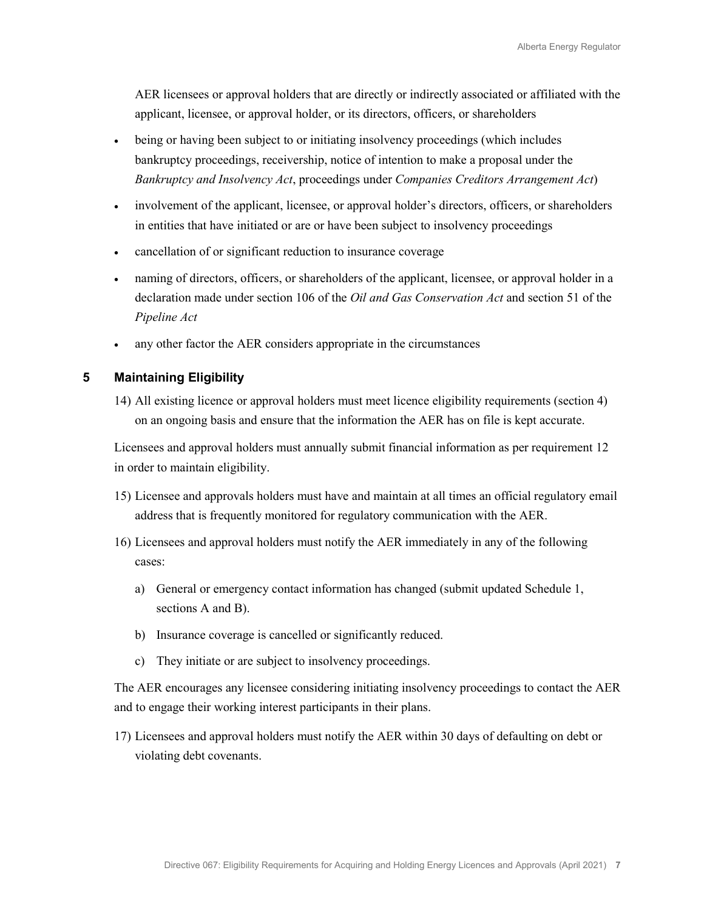AER licensees or approval holders that are directly or indirectly associated or affiliated with the applicant, licensee, or approval holder, or its directors, officers, or shareholders

- being or having been subject to or initiating insolvency proceedings (which includes bankruptcy proceedings, receivership, notice of intention to make a proposal under the *Bankruptcy and Insolvency Act*, proceedings under *Companies Creditors Arrangement Act*)
- involvement of the applicant, licensee, or approval holder's directors, officers, or shareholders in entities that have initiated or are or have been subject to insolvency proceedings
- cancellation of or significant reduction to insurance coverage
- naming of directors, officers, or shareholders of the applicant, licensee, or approval holder in a declaration made under section 106 of the *Oil and Gas Conservation Act* and section 51 of the *Pipeline Act*
- any other factor the AER considers appropriate in the circumstances

## 5 Maintaining Eligibility

14) All existing licence or approval holders must meet licence eligibility requirements (section 4) on an ongoing basis and ensure that the information the AER has on file is kept accurate.

Licensees and approval holders must annually submit financial information as per requirement 12 in order to maintain eligibility.

15) Licensee and approvals holders must have and maintain at all times an official regulatory email address that is frequently monitored for regulatory communication with the AER.

16) Licensees and approval holders must notify the AER immediately in any of the following cases:

    a) General or emergency contact information has changed (submit updated Schedule 1, sections A and B).

    b) Insurance coverage is cancelled or significantly reduced.

    c) They initiate or are subject to insolvency proceedings.

The AER encourages any licensee considering initiating insolvency proceedings to contact the AER and to engage their working interest participants in their plans.

17) Licensees and approval holders must notify the AER within 30 days of defaulting on debt or violating debt covenants.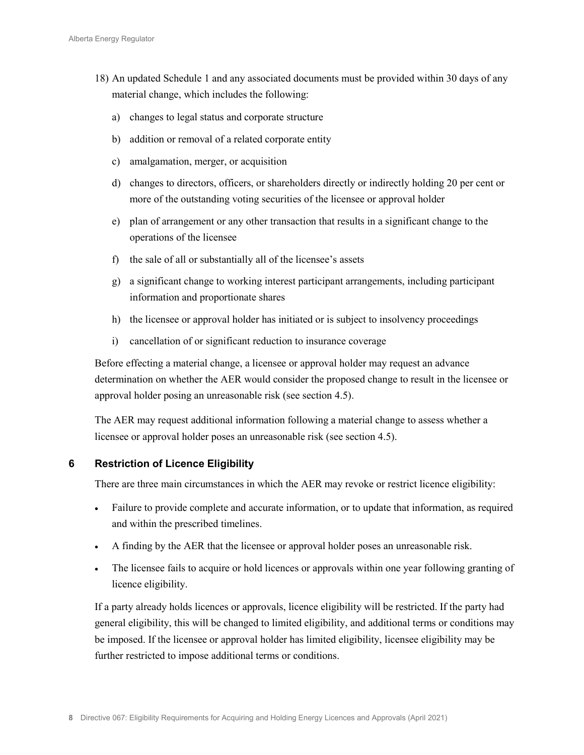18) An updated Schedule 1 and any associated documents must be provided within 30 days of any material change, which includes the following:

   a) changes to legal status and corporate structure

   b) addition or removal of a related corporate entity

   c) amalgamation, merger, or acquisition

   d) changes to directors, officers, or shareholders directly or indirectly holding 20 per cent or more of the outstanding voting securities of the licensee or approval holder

   e) plan of arrangement or any other transaction that results in a significant change to the operations of the licensee

   f) the sale of all or substantially all of the licensee's assets

   g) a significant change to working interest participant arrangements, including participant information and proportionate shares

   h) the licensee or approval holder has initiated or is subject to insolvency proceedings

   i) cancellation of or significant reduction to insurance coverage

   Before effecting a material change, a licensee or approval holder may request an advance determination on whether the AER would consider the proposed change to result in the licensee or approval holder posing an unreasonable risk (see section 4.5).

   The AER may request additional information following a material change to assess whether a licensee or approval holder poses an unreasonable risk (see section 4.5).

## 6 Restriction of Licence Eligibility

There are three main circumstances in which the AER may revoke or restrict licence eligibility:

- Failure to provide complete and accurate information, or to update that information, as required and within the prescribed timelines.
- A finding by the AER that the licensee or approval holder poses an unreasonable risk.
- The licensee fails to acquire or hold licences or approvals within one year following granting of licence eligibility.

If a party already holds licences or approvals, licence eligibility will be restricted. If the party had general eligibility, this will be changed to limited eligibility, and additional terms or conditions may be imposed. If the licensee or approval holder has limited eligibility, licensee eligibility may be further restricted to impose additional terms or conditions.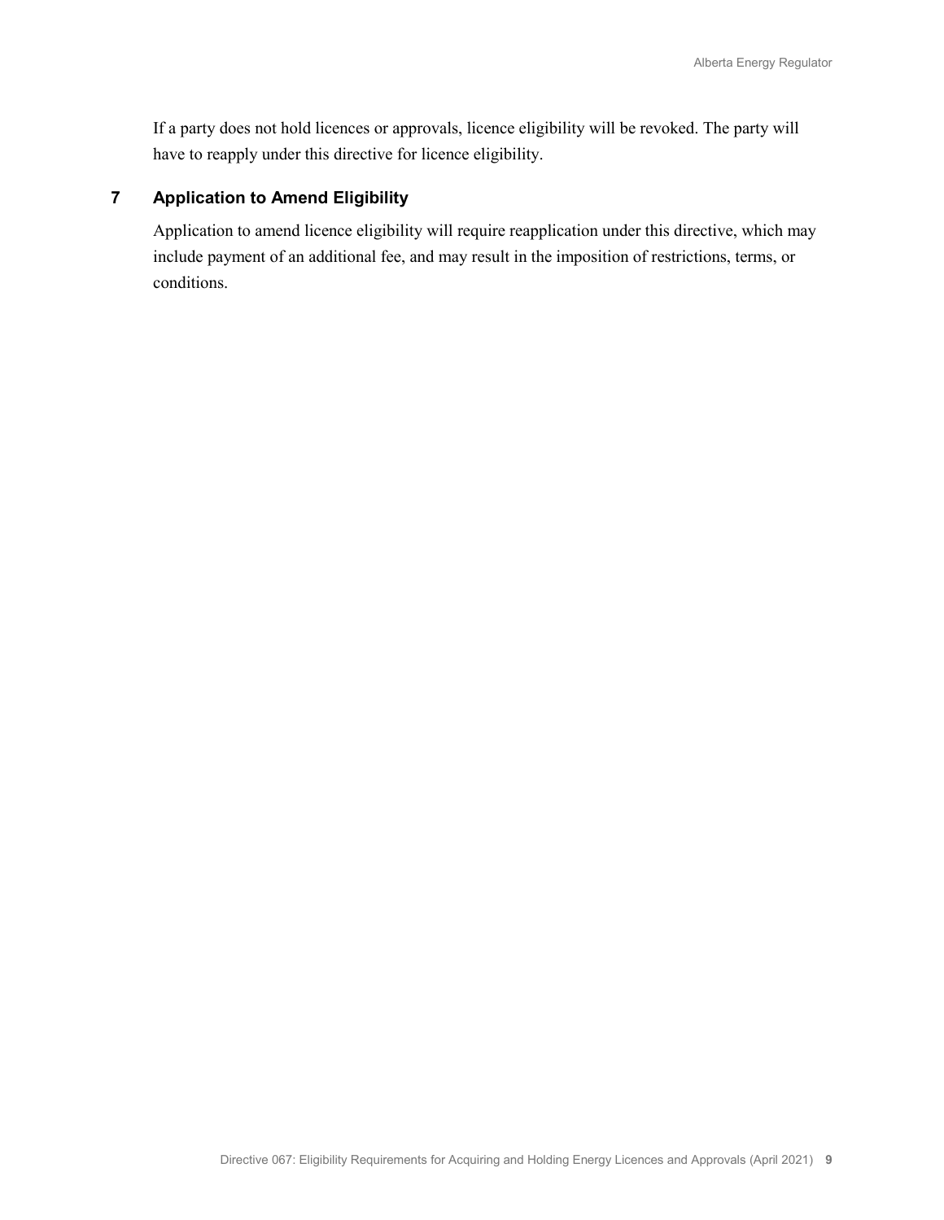If a party does not hold licences or approvals, licence eligibility will be revoked. The party will have to reapply under this directive for licence eligibility.

## 7 Application to Amend Eligibility

Application to amend licence eligibility will require reapplication under this directive, which may include payment of an additional fee, and may result in the imposition of restrictions, terms, or conditions.